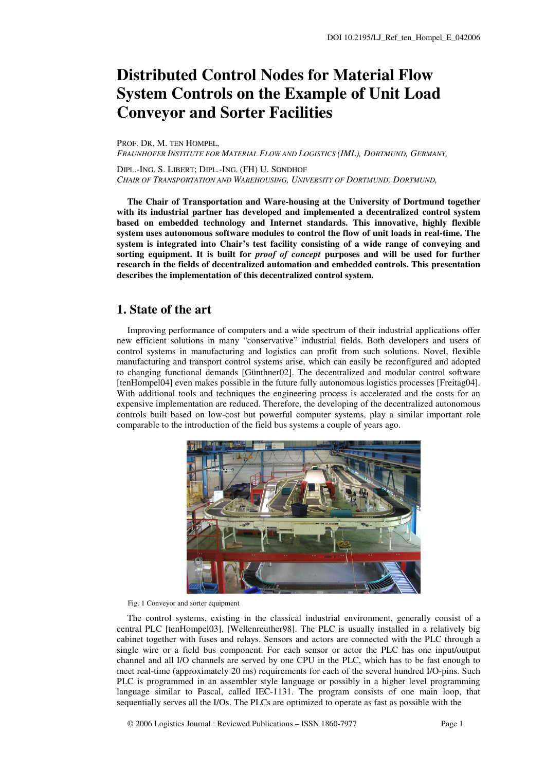DOI 10.2195/LJ_Ref_ten_Hompel_E_042006

# Distributed Control Nodes for Material Flow System Controls on the Example of Unit Load Conveyor and Sorter Facilities

PROF. DR. M. TEN HOMPEL,
*FRAUNHOFER INSTITUTE FOR MATERIAL FLOW AND LOGISTICS (IML), DORTMUND, GERMANY,*

DIPL.-ING. S. LIBERT; DIPL.-ING. (FH) U. SONDHOF
*CHAIR OF TRANSPORTATION AND WAREHOUSING, UNIVERSITY OF DORTMUND, DORTMUND,*

**The Chair of Transportation and Ware-housing at the University of Dortmund together with its industrial partner has developed and implemented a decentralized control system based on embedded technology and Internet standards. This innovative, highly flexible system uses autonomous software modules to control the flow of unit loads in real-time. The system is integrated into Chair's test facility consisting of a wide range of conveying and sorting equipment. It is built for *proof of concept* purposes and will be used for further research in the fields of decentralized automation and embedded controls. This presentation describes the implementation of this decentralized control system.**

## 1. State of the art

Improving performance of computers and a wide spectrum of their industrial applications offer new efficient solutions in many "conservative" industrial fields. Both developers and users of control systems in manufacturing and logistics can profit from such solutions. Novel, flexible manufacturing and transport control systems arise, which can easily be reconfigured and adopted to changing functional demands [Günthner02]. The decentralized and modular control software [tenHompel04] even makes possible in the future fully autonomous logistics processes [Freitag04]. With additional tools and techniques the engineering process is accelerated and the costs for an expensive implementation are reduced. Therefore, the developing of the decentralized autonomous controls built based on low-cost but powerful computer systems, play a similar important role comparable to the introduction of the field bus systems a couple of years ago.

Fig. 1 Conveyor and sorter equipment

The control systems, existing in the classical industrial environment, generally consist of a central PLC [tenHompel03], [Wellenreuther98]. The PLC is usually installed in a relatively big cabinet together with fuses and relays. Sensors and actors are connected with the PLC through a single wire or a field bus component. For each sensor or actor the PLC has one input/output channel and all I/O channels are served by one CPU in the PLC, which has to be fast enough to meet real-time (approximately 20 ms) requirements for each of the several hundred I/O-pins. Such PLC is programmed in an assembler style language or possibly in a higher level programming language similar to Pascal, called IEC-1131. The program consists of one main loop, that sequentially serves all the I/Os. The PLCs are optimized to operate as fast as possible with the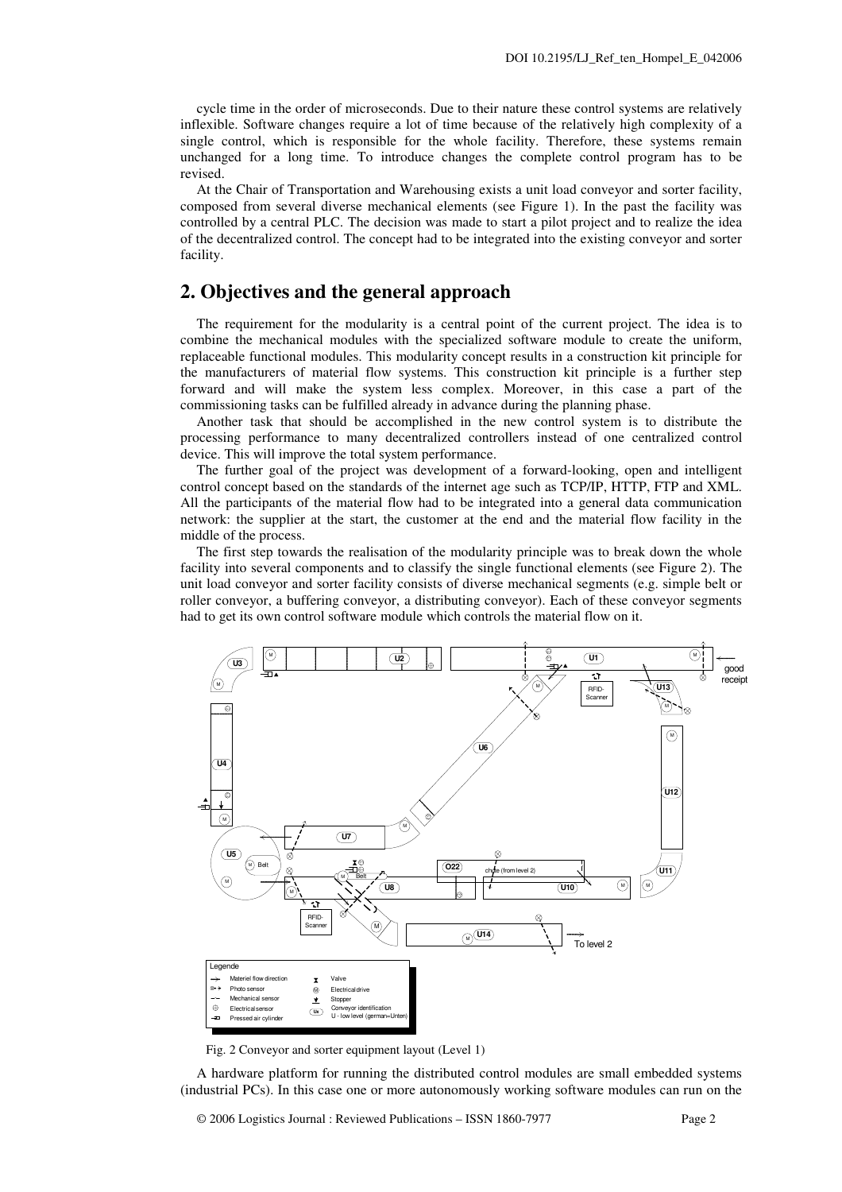cycle time in the order of microseconds. Due to their nature these control systems are relatively inflexible. Software changes require a lot of time because of the relatively high complexity of a single control, which is responsible for the whole facility. Therefore, these systems remain unchanged for a long time. To introduce changes the complete control program has to be revised.

At the Chair of Transportation and Warehousing exists a unit load conveyor and sorter facility, composed from several diverse mechanical elements (see Figure 1). In the past the facility was controlled by a central PLC. The decision was made to start a pilot project and to realize the idea of the decentralized control. The concept had to be integrated into the existing conveyor and sorter facility.

## 2. Objectives and the general approach

The requirement for the modularity is a central point of the current project. The idea is to combine the mechanical modules with the specialized software module to create the uniform, replaceable functional modules. This modularity concept results in a construction kit principle for the manufacturers of material flow systems. This construction kit principle is a further step forward and will make the system less complex. Moreover, in this case a part of the commissioning tasks can be fulfilled already in advance during the planning phase.

Another task that should be accomplished in the new control system is to distribute the processing performance to many decentralized controllers instead of one centralized control device. This will improve the total system performance.

The further goal of the project was development of a forward-looking, open and intelligent control concept based on the standards of the internet age such as TCP/IP, HTTP, FTP and XML. All the participants of the material flow had to be integrated into a general data communication network: the supplier at the start, the customer at the end and the material flow facility in the middle of the process.

The first step towards the realisation of the modularity principle was to break down the whole facility into several components and to classify the single functional elements (see Figure 2). The unit load conveyor and sorter facility consists of diverse mechanical segments (e.g. simple belt or roller conveyor, a buffering conveyor, a distributing conveyor). Each of these conveyor segments had to get its own control software module which controls the material flow on it.

Fig. 2 Conveyor and sorter equipment layout (Level 1)

A hardware platform for running the distributed control modules are small embedded systems (industrial PCs). In this case one or more autonomously working software modules can run on the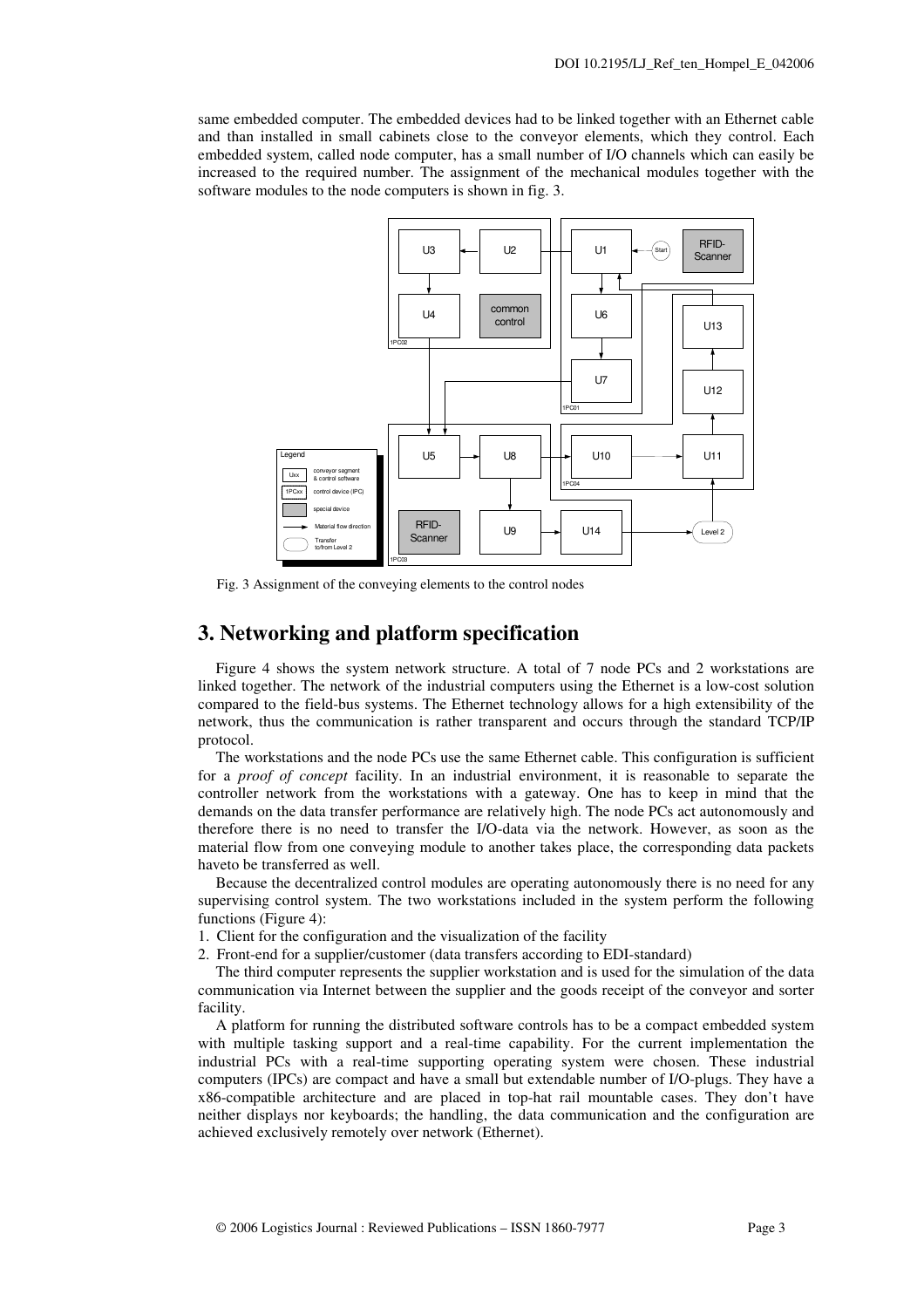same embedded computer. The embedded devices had to be linked together with an Ethernet cable and than installed in small cabinets close to the conveyor elements, which they control. Each embedded system, called node computer, has a small number of I/O channels which can easily be increased to the required number. The assignment of the mechanical modules together with the software modules to the node computers is shown in fig. 3.

Fig. 3 Assignment of the conveying elements to the control nodes

## 3. Networking and platform specification

Figure 4 shows the system network structure. A total of 7 node PCs and 2 workstations are linked together. The network of the industrial computers using the Ethernet is a low-cost solution compared to the field-bus systems. The Ethernet technology allows for a high extensibility of the network, thus the communication is rather transparent and occurs through the standard TCP/IP protocol.

The workstations and the node PCs use the same Ethernet cable. This configuration is sufficient for a *proof of concept* facility. In an industrial environment, it is reasonable to separate the controller network from the workstations with a gateway. One has to keep in mind that the demands on the data transfer performance are relatively high. The node PCs act autonomously and therefore there is no need to transfer the I/O-data via the network. However, as soon as the material flow from one conveying module to another takes place, the corresponding data packets haveto be transferred as well.

Because the decentralized control modules are operating autonomously there is no need for any supervising control system. The two workstations included in the system perform the following functions (Figure 4):

1. Client for the configuration and the visualization of the facility
2. Front-end for a supplier/customer (data transfers according to EDI-standard)

The third computer represents the supplier workstation and is used for the simulation of the data communication via Internet between the supplier and the goods receipt of the conveyor and sorter facility.

A platform for running the distributed software controls has to be a compact embedded system with multiple tasking support and a real-time capability. For the current implementation the industrial PCs with a real-time supporting operating system were chosen. These industrial computers (IPCs) are compact and have a small but extendable number of I/O-plugs. They have a x86-compatible architecture and are placed in top-hat rail mountable cases. They don't have neither displays nor keyboards; the handling, the data communication and the configuration are achieved exclusively remotely over network (Ethernet).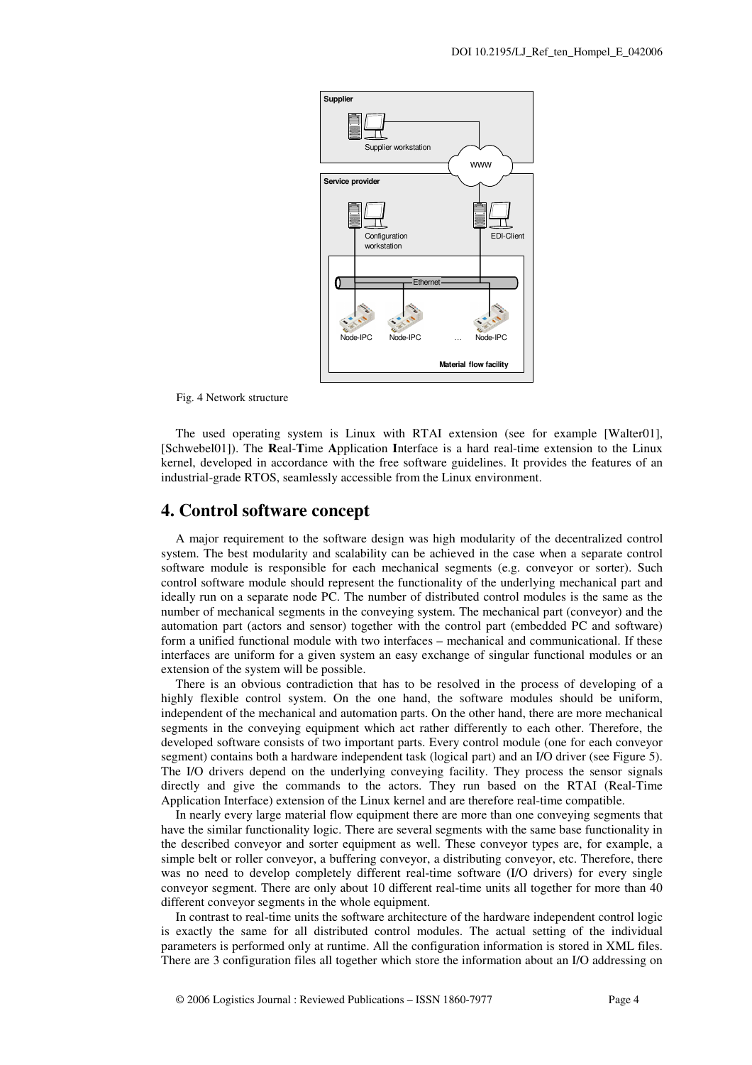Fig. 4 Network structure

The used operating system is Linux with RTAI extension (see for example [Walter01], [Schwebel01]). The **R**eal-**T**ime **A**pplication **I**nterface is a hard real-time extension to the Linux kernel, developed in accordance with the free software guidelines. It provides the features of an industrial-grade RTOS, seamlessly accessible from the Linux environment.

## 4. Control software concept

A major requirement to the software design was high modularity of the decentralized control system. The best modularity and scalability can be achieved in the case when a separate control software module is responsible for each mechanical segments (e.g. conveyor or sorter). Such control software module should represent the functionality of the underlying mechanical part and ideally run on a separate node PC. The number of distributed control modules is the same as the number of mechanical segments in the conveying system. The mechanical part (conveyor) and the automation part (actors and sensor) together with the control part (embedded PC and software) form a unified functional module with two interfaces – mechanical and communicational. If these interfaces are uniform for a given system an easy exchange of singular functional modules or an extension of the system will be possible.

There is an obvious contradiction that has to be resolved in the process of developing of a highly flexible control system. On the one hand, the software modules should be uniform, independent of the mechanical and automation parts. On the other hand, there are more mechanical segments in the conveying equipment which act rather differently to each other. Therefore, the developed software consists of two important parts. Every control module (one for each conveyor segment) contains both a hardware independent task (logical part) and an I/O driver (see Figure 5). The I/O drivers depend on the underlying conveying facility. They process the sensor signals directly and give the commands to the actors. They run based on the RTAI (Real-Time Application Interface) extension of the Linux kernel and are therefore real-time compatible.

In nearly every large material flow equipment there are more than one conveying segments that have the similar functionality logic. There are several segments with the same base functionality in the described conveyor and sorter equipment as well. These conveyor types are, for example, a simple belt or roller conveyor, a buffering conveyor, a distributing conveyor, etc. Therefore, there was no need to develop completely different real-time software (I/O drivers) for every single conveyor segment. There are only about 10 different real-time units all together for more than 40 different conveyor segments in the whole equipment.

In contrast to real-time units the software architecture of the hardware independent control logic is exactly the same for all distributed control modules. The actual setting of the individual parameters is performed only at runtime. All the configuration information is stored in XML files. There are 3 configuration files all together which store the information about an I/O addressing on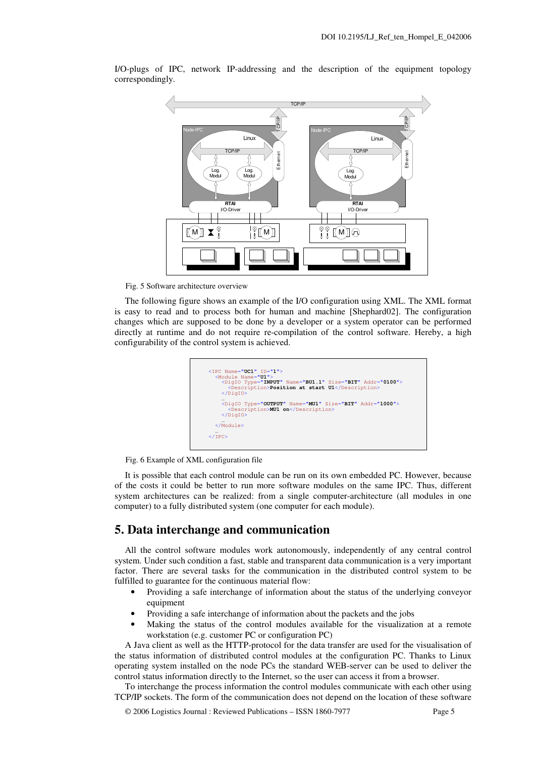I/O-plugs of IPC, network IP-addressing and the description of the equipment topology correspondingly.

Fig. 5 Software architecture overview

The following figure shows an example of the I/O configuration using XML. The XML format is easy to read and to process both for human and machine [Shephard02]. The configuration changes which are supposed to be done by a developer or a system operator can be performed directly at runtime and do not require re-compilation of the control software. Hereby, a high configurability of the control system is achieved.

```
<IPC Name="UC1" ID="1">
  <Module Name="U1">
    <DigIO Type="INPUT" Name="BU1.1" Size="BIT" Addr="0100">
      <Description>Position at start U1</Description>
    </DigIO>
    …
    <DigIO Type="OUTPUT" Name="MU1" Size="BIT" Addr="1000">
      <Description>MU1 on</Description>
    </DigIO>
    …
  </Module>
  …
</IPC>
```

Fig. 6 Example of XML configuration file

It is possible that each control module can be run on its own embedded PC. However, because of the costs it could be better to run more software modules on the same IPC. Thus, different system architectures can be realized: from a single computer-architecture (all modules in one computer) to a fully distributed system (one computer for each module).

## 5. Data interchange and communication

All the control software modules work autonomously, independently of any central control system. Under such condition a fast, stable and transparent data communication is a very important factor. There are several tasks for the communication in the distributed control system to be fulfilled to guarantee for the continuous material flow:

- Providing a safe interchange of information about the status of the underlying conveyor equipment
- Providing a safe interchange of information about the packets and the jobs
- Making the status of the control modules available for the visualization at a remote workstation (e.g. customer PC or configuration PC)

A Java client as well as the HTTP-protocol for the data transfer are used for the visualisation of the status information of distributed control modules at the configuration PC. Thanks to Linux operating system installed on the node PCs the standard WEB-server can be used to deliver the control status information directly to the Internet, so the user can access it from a browser.

To interchange the process information the control modules communicate with each other using TCP/IP sockets. The form of the communication does not depend on the location of these software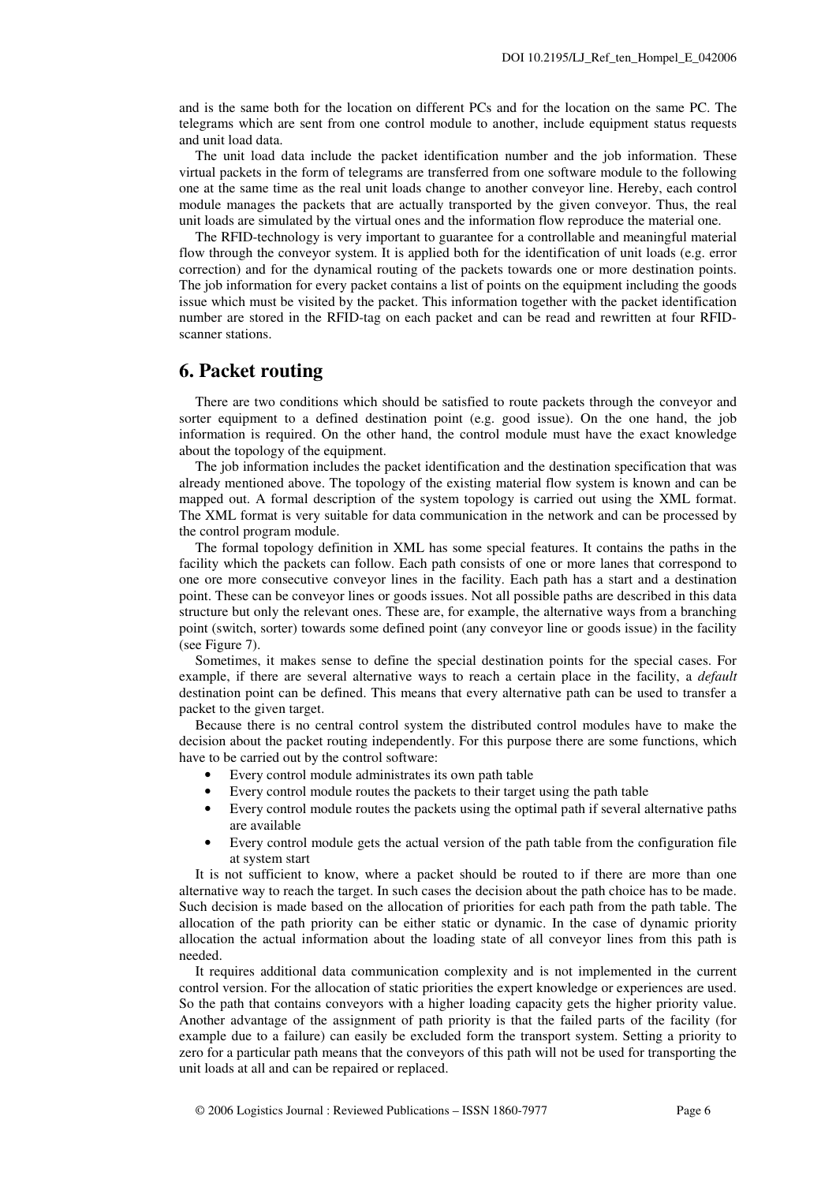and is the same both for the location on different PCs and for the location on the same PC. The telegrams which are sent from one control module to another, include equipment status requests and unit load data.

The unit load data include the packet identification number and the job information. These virtual packets in the form of telegrams are transferred from one software module to the following one at the same time as the real unit loads change to another conveyor line. Hereby, each control module manages the packets that are actually transported by the given conveyor. Thus, the real unit loads are simulated by the virtual ones and the information flow reproduce the material one.

The RFID-technology is very important to guarantee for a controllable and meaningful material flow through the conveyor system. It is applied both for the identification of unit loads (e.g. error correction) and for the dynamical routing of the packets towards one or more destination points. The job information for every packet contains a list of points on the equipment including the goods issue which must be visited by the packet. This information together with the packet identification number are stored in the RFID-tag on each packet and can be read and rewritten at four RFID-scanner stations.

## 6. Packet routing

There are two conditions which should be satisfied to route packets through the conveyor and sorter equipment to a defined destination point (e.g. good issue). On the one hand, the job information is required. On the other hand, the control module must have the exact knowledge about the topology of the equipment.

The job information includes the packet identification and the destination specification that was already mentioned above. The topology of the existing material flow system is known and can be mapped out. A formal description of the system topology is carried out using the XML format. The XML format is very suitable for data communication in the network and can be processed by the control program module.

The formal topology definition in XML has some special features. It contains the paths in the facility which the packets can follow. Each path consists of one or more lanes that correspond to one ore more consecutive conveyor lines in the facility. Each path has a start and a destination point. These can be conveyor lines or goods issues. Not all possible paths are described in this data structure but only the relevant ones. These are, for example, the alternative ways from a branching point (switch, sorter) towards some defined point (any conveyor line or goods issue) in the facility (see Figure 7).

Sometimes, it makes sense to define the special destination points for the special cases. For example, if there are several alternative ways to reach a certain place in the facility, a *default* destination point can be defined. This means that every alternative path can be used to transfer a packet to the given target.

Because there is no central control system the distributed control modules have to make the decision about the packet routing independently. For this purpose there are some functions, which have to be carried out by the control software:

- Every control module administrates its own path table
- Every control module routes the packets to their target using the path table
- Every control module routes the packets using the optimal path if several alternative paths are available
- Every control module gets the actual version of the path table from the configuration file at system start

It is not sufficient to know, where a packet should be routed to if there are more than one alternative way to reach the target. In such cases the decision about the path choice has to be made. Such decision is made based on the allocation of priorities for each path from the path table. The allocation of the path priority can be either static or dynamic. In the case of dynamic priority allocation the actual information about the loading state of all conveyor lines from this path is needed.

It requires additional data communication complexity and is not implemented in the current control version. For the allocation of static priorities the expert knowledge or experiences are used. So the path that contains conveyors with a higher loading capacity gets the higher priority value. Another advantage of the assignment of path priority is that the failed parts of the facility (for example due to a failure) can easily be excluded form the transport system. Setting a priority to zero for a particular path means that the conveyors of this path will not be used for transporting the unit loads at all and can be repaired or replaced.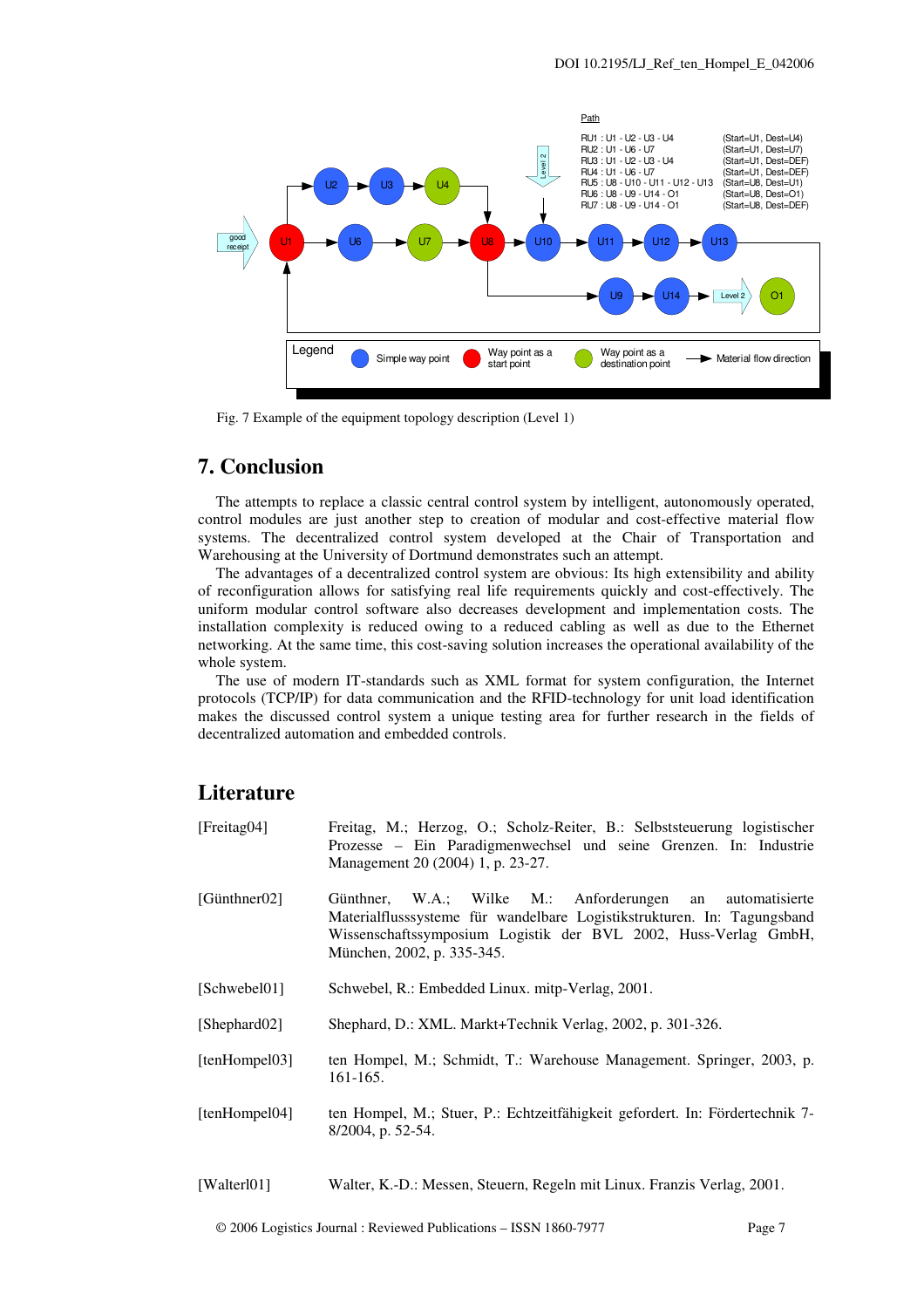Path

RU1 : U1 - U2 - U3 - U4 (Start=U1, Dest=U4)
RU2 : U1 - U6 - U7 (Start=U1, Dest=U7)
RU3 : U1 - U2 - U3 - U4 (Start=U1, Dest=DEF)
RU4 : U1 - U6 - U7 (Start=U1, Dest=DEF)
RU5 : U8 - U10 - U11 - U12 - U13 (Start=U8, Dest=U1)
RU6 : U8 - U9 - U14 - O1 (Start=U8, Dest=O1)
RU7 : U8 - U9 - U14 - O1 (Start=U8, Dest=DEF)

Legend: Simple way point; Way point as a start point; Way point as a destination point; Material flow direction

Fig. 7 Example of the equipment topology description (Level 1)

## 7. Conclusion

The attempts to replace a classic central control system by intelligent, autonomously operated, control modules are just another step to creation of modular and cost-effective material flow systems. The decentralized control system developed at the Chair of Transportation and Warehousing at the University of Dortmund demonstrates such an attempt.

The advantages of a decentralized control system are obvious: Its high extensibility and ability of reconfiguration allows for satisfying real life requirements quickly and cost-effectively. The uniform modular control software also decreases development and implementation costs. The installation complexity is reduced owing to a reduced cabling as well as due to the Ethernet networking. At the same time, this cost-saving solution increases the operational availability of the whole system.

The use of modern IT-standards such as XML format for system configuration, the Internet protocols (TCP/IP) for data communication and the RFID-technology for unit load identification makes the discussed control system a unique testing area for further research in the fields of decentralized automation and embedded controls.

## Literature

[Freitag04] Freitag, M.; Herzog, O.; Scholz-Reiter, B.: Selbststeuerung logistischer Prozesse – Ein Paradigmenwechsel und seine Grenzen. In: Industrie Management 20 (2004) 1, p. 23-27.

[Günthner02] Günthner, W.A.; Wilke M.: Anforderungen an automatisierte Materialflusssysteme für wandelbare Logistikstrukturen. In: Tagungsband Wissenschaftssymposium Logistik der BVL 2002, Huss-Verlag GmbH, München, 2002, p. 335-345.

[Schwebel01] Schwebel, R.: Embedded Linux. mitp-Verlag, 2001.

[Shephard02] Shephard, D.: XML. Markt+Technik Verlag, 2002, p. 301-326.

[tenHompel03] ten Hompel, M.; Schmidt, T.: Warehouse Management. Springer, 2003, p. 161-165.

[tenHompel04] ten Hompel, M.; Stuer, P.: Echtzeitfähigkeit gefordert. In: Fördertechnik 7-8/2004, p. 52-54.

[Walterl01] Walter, K.-D.: Messen, Steuern, Regeln mit Linux. Franzis Verlag, 2001.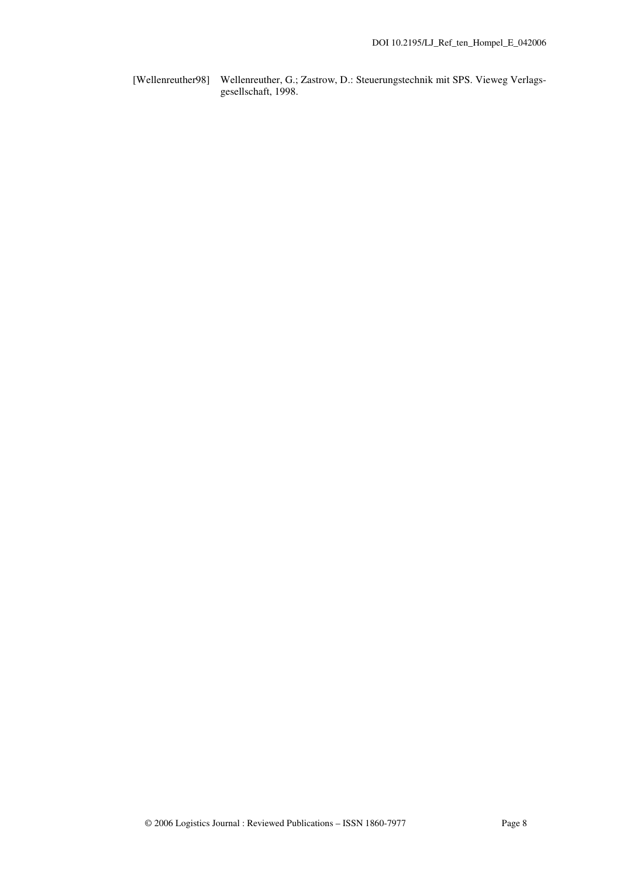[Wellenreuther98] Wellenreuther, G.; Zastrow, D.: Steuerungstechnik mit SPS. Vieweg Verlagsgesellschaft, 1998.